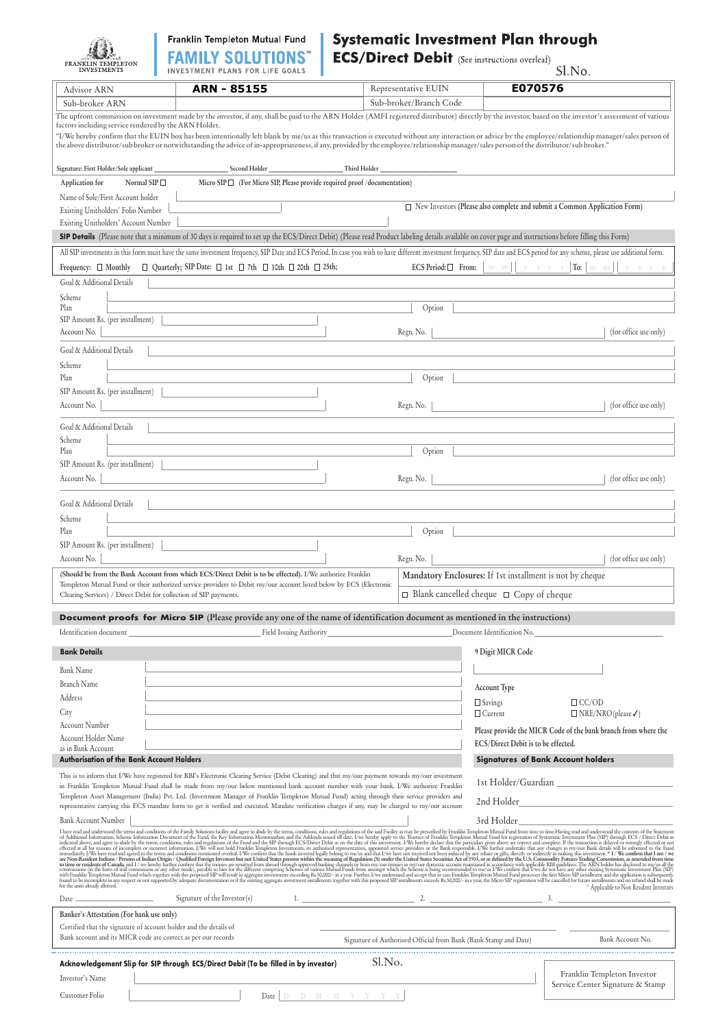FRANKLIN TEMPLETON INVESTMENTS

Franklin Templeton Mutual Fund

**FAMILY SOLUTIONS™**

INVESTMENT PLANS FOR LIFE GOALS

# Systematic Investment Plan through ECS/Direct Debit (See instructions overleaf)

Sl.No.

| | | | |
|---|---|---|---|
| Advisor ARN | **ARN - 85155** | Representative EUIN | **E070576** |
| Sub-broker ARN | | Sub-broker/Branch Code | |

The upfront commission on investment made by the investor, if any, shall be paid to the ARN Holder (AMFI registered distributor) directly by the investor, based on the investor's assessment of various factors including service rendered by the ARN Holder.

"I/We hereby confirm that the EUIN box has been intentionally left blank by me/us as this transaction is executed without any interaction or advice by the employee/relationship manager/sales person of the above distributor/sub broker or notwithstanding the advice of in-appropriateness, if any, provided by the employee/relationship manager/sales person of the distributor/sub broker."

Signature: First Holder/Sole applicant ________ Second Holder ________ Third Holder ________

Application for ☐ Normal SIP ☐ Micro SIP (For Micro SIP, Please provide required proof /documentation)

Name of Sole/First Account holder

Existing Unitholders' Folio Number ________ ☐ New Investors (Please also complete and submit a Common Application Form)

Existing Unitholders' Account Number

**SIP Details** (Please note that a minimum of 30 days is required to set up the ECS/Direct Debit) (Please read Product labeling details available on cover page and instructions before filling this Form)

All SIP investments in this form must have the same investment frequency, SIP Date and ECS Period. In case you wish to have different investment frequency, SIP date and ECS period for any scheme, please use additional form.

Frequency: ☐ Monthly ☐ Quarterly; SIP Date: ☐ 1st ☐ 7th ☐ 10th ☐ 20th ☐ 25th; ECS Period:☐ From: m m y y y y To: m m y y y y

Goal & Additional Details

Scheme

Plan ________ Option

SIP Amount Rs. (per installment)

Account No. ________ Regn. No. ________ (for office use only)

Goal & Additional Details

Scheme

Plan ________ Option

SIP Amount Rs. (per installment)

Account No. ________ Regn. No. ________ (for office use only)

Goal & Additional Details

Scheme

Plan ________ Option

SIP Amount Rs. (per installment)

Account No. ________ Regn. No. ________ (for office use only)

Goal & Additional Details

Scheme

Plan ________ Option

SIP Amount Rs. (per installment)

Account No. ________ Regn. No. ________ (for office use only)

(Should be from the Bank Account from which ECS/Direct Debit is to be effected). I/We authorize Franklin Templeton Mutual Fund or their authorized service providers to Debit my/our account listed below by ECS (Electronic Clearing Services) / Direct Debit for collection of SIP payments.

Mandatory Enclosures: If 1st installment is not by cheque

☐ Blank cancelled cheque ☐ Copy of cheque

**Document proofs for Micro SIP** (Please provide any one of the name of identification document as mentioned in the instructions)

Identification document ________ Field Issuing Authority ________ Document Identification No. ________

**Bank Details**

Bank Name

Branch Name

Address

City

Account Number

Account Holder Name as in Bank Account

9 Digit MICR Code

Account Type

☐ Savings ☐ CC/OD

☐ Current ☐ NRE/NRO(please ✓)

Please provide the MICR Code of the bank branch from where the ECS/Direct Debit is to be effected.

**Authorisation of the Bank Account Holders**

This is to inform that I/We have registered for RBI's Electronic Clearing Service (Debit Clearing) and that my/our payment towards my/our investment in Franklin Templeton Mutual Fund shall be made from my/our below mentioned bank account number with your bank. I/We authorize Franklin Templeton Asset Management (India) Pvt. Ltd. (Investment Manager of Franklin Templeton Mutual Fund) acting through their service providers and representative carrying this ECS mandate form to get it verified and executed. Mandate verification charges if any, may be charged to my/our account

Bank Account Number

**Signatures of Bank Account holders**

1st Holder/Guardian ________

2nd Holder ________

3rd Holder ________

I have read and understood the terms and conditions of the Family Solutions facility and agree to abide by the terms, conditions, rules and regulations of the said Facility as may be prescribed by Franklin Templeton Mutual Fund from time to time.Having read and understood the contents of the Statement of Additional Information, Scheme Information Document of the Fund, the Key Information Memorandum and the Addenda issued till date, I/we hereby apply to the Trustees of Franklin Templeton Mutual Fund for registration of Systematic Investment Plan (SIP) through ECS / Direct Debit as indicated above, and agree to abide by the terms, conditions, rules and regulations of the Fund and the SIP through ECS/Direct Debit as on the date of this investment. I/We hereby declare that the particulars given above are correct and complete. If the transaction is delayed or wrongly effected or not effected at all for reasons of incomplete or incorrect information, I/We will not hold Franklin Templeton Investments, its authorised representatives, appointed service providers or the Bank responsible. I/We further undertake that any changes in my/our Bank details will be informed to the Fund immediately. I/We have read and agreed to the terms and conditions mentioned overleaf. I/We confirm that the funds invested legally belong to me/us and that I/we have not received nor been induced by any rebate or gifts, directly or indirectly in making this investment. * **I/ We confirm that I am / we are Non-Resident Indians / Persons of Indian Origin / Qualified Foreign Investors but not United States persons within the meaning of Regulation (S) under the United States Securities Act of 1933, or as defined by the U.S. Commodity Futures Trading Commission, as amended from time to time or residents of Canada**, and I / we hereby further confirm that the monies are remitted from abroad through approved banking channels or from my/our monies in my/our domestic account maintained in accordance with applicable RBI guidelines. The ARN holder has disclosed to me/us all the commissions (in the form of trail commission or any other mode), payable to him for the different competing Schemes of various Mutual Funds from amongst which the Scheme is being recommended to me/us I/We confirm that I/we do not have any other existing Systematic Investment Plan (SIP) with Franklin Templeton Mutual Fund which together with this proposed SIP will result in aggregate investments exceeding Rs.50,000/- in a year. Further, I/we understand and accept that in case Franklin Templeton Mutual Fund processes the first Micro SIP installment and the application is subsequently found to be incomplete in any respect or not supported by adequate documentation or if the existing aggregate investment installments together with this proposed SIP installments exceeds Rs.50,000/- in a year, the Micro SIP registration will be cancelled for future installments and no refund shall be made for the units already allotted.

\* Applicable to Non Resident Investors

Date ________ Signature of the Investor(s) 1. ________ 2. ________ 3. ________

**Banker's Attestation (For bank use only)**

Certified that the signature of account holder and the details of Bank account and its MICR code are correct as per our records

Signature of Authorised Official from Bank (Bank Stamp and Date) ________ Bank Account No. ________

---

**Acknowledgement Slip for SIP through ECS/Direct Debit (To be filled in by investor)**

Sl.No.

Investor's Name

Customer Folio ________ Date D D M M Y Y Y Y

Franklin Templeton Investor Service Center Signature & Stamp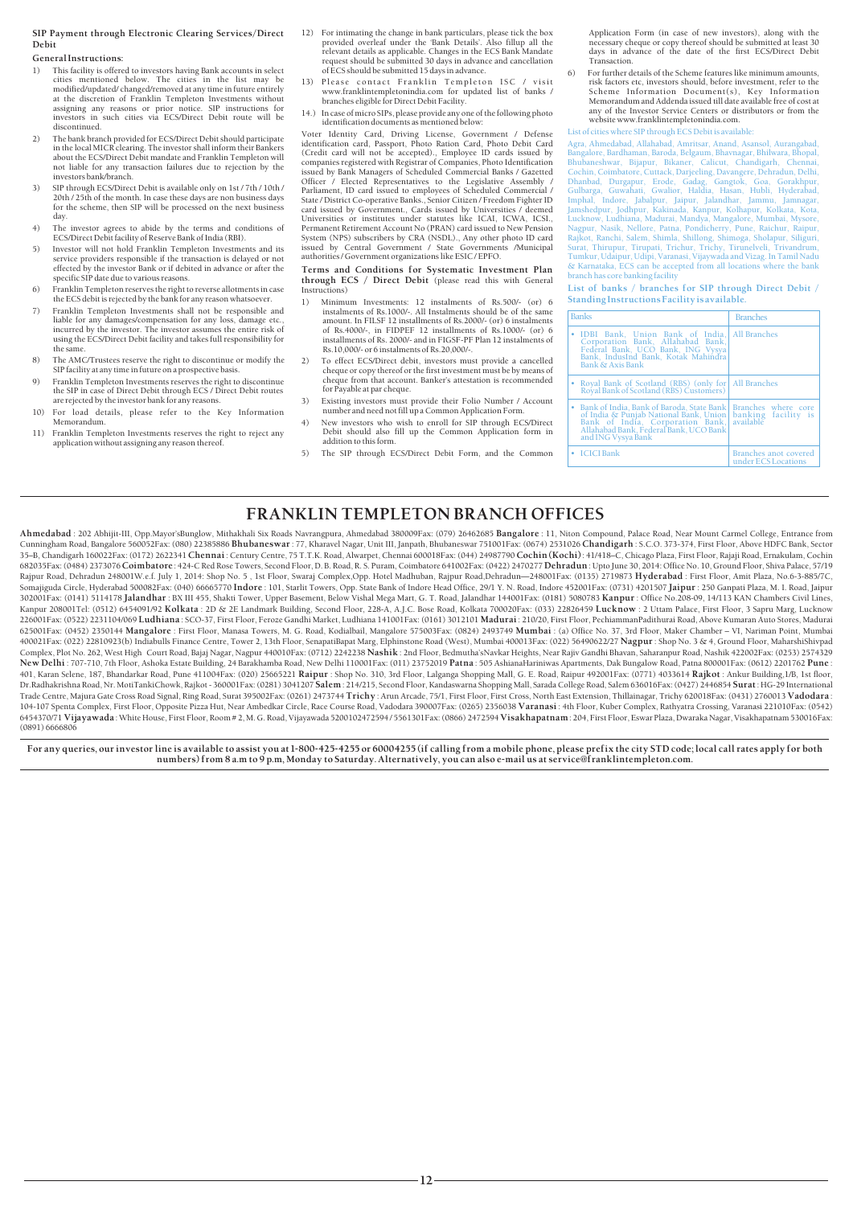## SIP Payment through Electronic Clearing Services/Direct Debit

### General Instructions:

1) This facility is offered to investors having Bank accounts in select cities mentioned below. The cities in the list may be modified/updated/ changed/removed at any time in future entirely at the discretion of Franklin Templeton Investments without assigning any reasons or prior notice. SIP instructions for investors in such cities via ECS/Direct Debit route will be discontinued.
2) The bank branch provided for ECS/Direct Debit should participate in the local MICR clearing. The investor shall inform their Bankers about the ECS/Direct Debit mandate and Franklin Templeton will not liable for any transaction failures due to rejection by the investors bank/branch.
3) SIP through ECS/Direct Debit is available only on 1st / 7th / 10th / 20th / 25th of the month. In case these days are non business days for the scheme, then SIP will be processed on the next business day.
4) The investor agrees to abide by the terms and conditions of ECS/Direct Debit facility of Reserve Bank of India (RBI).
5) Investor will not hold Franklin Templeton Investments and its service providers responsible if the transaction is delayed or not effected by the investor Bank or if debited in advance or after the specific SIP date due to various reasons.
6) Franklin Templeton reserves the right to reverse allotments in case the ECS debit is rejected by the bank for any reason whatsoever.
7) Franklin Templeton Investments shall not be responsible and liable for any damages/compensation for any loss, damage etc., incurred by the investor. The investor assumes the entire risk of using the ECS/Direct Debit facility and takes full responsibility for the same.
8) The AMC/Trustees reserve the right to discontinue or modify the SIP facility at any time in future on a prospective basis.
9) Franklin Templeton Investments reserves the right to discontinue the SIP in case of Direct Debit through ECS / Direct Debit routes are rejected by the investor bank for any reasons.
10) For load details, please refer to the Key Information Memorandum.
11) Franklin Templeton Investments reserves the right to reject any application without assigning any reason thereof.
12) For intimating the change in bank particulars, please tick the box provided overleaf under the 'Bank Details'. Also fillup all the relevant details as applicable. Changes in the ECS Bank Mandate request should be submitted 30 days in advance and cancellation of ECS should be submitted 15 days in advance.
13) Please contact Franklin Templeton ISC / visit www.franklintempletonindia.com for updated list of banks / branches eligible for Direct Debit Facility.
14.) In case of micro SIPs, please provide any one of the following photo identification documents as mentioned below:

Voter Identity Card, Driving License, Government / Defense identification card, Passport, Photo Ration Card, Photo Debit Card (Credit card will not be accepted)., Employee ID cards issued by companies registered with Registrar of Companies, Photo Identification issued by Bank Managers of Scheduled Commercial Banks / Gazetted Officer / Elected Representatives to the Legislative Assembly / Parliament, ID card issued to employees of Scheduled Commercial / State / District Co-operative Banks., Senior Citizen / Freedom Fighter ID card issued by Government., Cards issued by Universities / deemed Universities or institutes under statutes like ICAI, ICWA, ICSI., Permanent Retirement Account No (PRAN) card issued to New Pension System (NPS) subscribers by CRA (NSDL)., Any other photo ID card issued by Central Government / State Governments /Municipal authorities / Government organizations like ESIC / EPFO.

**Terms and Conditions for Systematic Investment Plan through ECS / Direct Debit** (please read this with General Instructions)

1) Minimum Investments: 12 instalments of Rs.500/- (or) 6 instalments of Rs.1000/-. All Instalments should be of the same amount. In FILSF 12 installments of Rs.2000/- (or) 6 instalments of Rs.4000/-, in FIDPEF 12 installments of Rs.1000/- (or) 6 installments of Rs. 2000/- and in FIGSF-PF Plan 12 instalments of Rs.10,000/- or 6 instalments of Rs.20,000/-.
2) To effect ECS/Direct debit, investors must provide a cancelled cheque or copy thereof or the first investment must be by means of cheque from that account. Banker's attestation is recommended for Payable at par cheque.
3) Existing investors must provide their Folio Number / Account number and need not fill up a Common Application Form.
4) New investors who wish to enroll for SIP through ECS/Direct Debit should also fill up the Common Application form in addition to this form.
5) The SIP through ECS/Direct Debit Form, and the Common Application Form (in case of new investors), along with the necessary cheque or copy thereof should be submitted at least 30 days in advance of the date of the first ECS/Direct Debit Transaction.
6) For further details of the Scheme features like minimum amounts, risk factors etc, investors should, before investment, refer to the Scheme Information Document(s), Key Information Memorandum and Addenda issued till date available free of cost at any of the Investor Service Centers or distributors or from the website www.franklintempletonindia.com.

List of cities where SIP through ECS Debit is available:

Agra, Ahmedabad, Allahabad, Amritsar, Anand, Asansol, Aurangabad, Bangalore, Bardhaman, Baroda, Belgaum, Bhavnagar, Bhilwara, Bhopal, Bhubaneshwar, Bijapur, Bikaner, Calicut, Chandigarh, Chennai, Cochin, Coimbatore, Cuttack, Darjeeling, Davangere, Dehradun, Delhi, Dhanbad, Durgapur, Erode, Gadag, Gangtok, Goa, Gorakhpur, Gulbarga, Guwahati, Gwalior, Haldia, Hasan, Hubli, Hyderabad, Imphal, Indore, Jabalpur, Jaipur, Jalandhar, Jammu, Jamnagar, Jamshedpur, Jodhpur, Kakinada, Kanpur, Kolhapur, Kolkata, Kota, Lucknow, Ludhiana, Madurai, Mandya, Mangalore, Mumbai, Mysore, Nagpur, Nasik, Nellore, Patna, Pondicherry, Pune, Raichur, Raipur, Rajkot, Ranchi, Salem, Shimla, Shillong, Shimoga, Sholapur, Siliguri, Surat, Thirupur, Tirupati, Trichur, Trichy, Tirunelveli, Trivandrum, Tumkur, Udaipur, Udipi, Varanasi, Vijaywada and Vizag. In Tamil Nadu & Karnataka, ECS can be accepted from all locations where the bank branch has core banking facility

**List of banks / branches for SIP through Direct Debit / Standing Instructions Facility is available.**

| Banks | Branches |
|---|---|
| • IDBI Bank, Union Bank of India, Corporation Bank, Allahabad Bank, Federal Bank, UCO Bank, ING Vysya Bank, IndusInd Bank, Kotak Mahindra Bank & Axis Bank | All Branches |
| • Royal Bank of Scotland (RBS) (only for Royal Bank of Scotland (RBS) Customers) | All Branches |
| • Bank of India, Bank of Baroda, State Bank of India & Punjab National Bank, Union Bank of India, Corporation Bank, Allahabad Bank, Federal Bank, UCO Bank and ING Vysya Bank | Branches where core banking facility is available |
| • ICICI Bank | Branches anot covered under ECS Locations |

# FRANKLIN TEMPLETON BRANCH OFFICES

**Ahmedabad** : 202 Abhijit-III, Opp.Mayor'sBunglow, Mithakhali Six Roads Navrangpura, Ahmedabad 380009Fax: (079) 26462685 **Bangalore** : 11, Niton Compound, Palace Road, Near Mount Carmel College, Entrance from Cunningham Road, Bangalore 560052Fax: (080) 22385886 **Bhubaneswar** : 77, Kharavel Nagar, Unit III, Janpath, Bhubaneswar 751001Fax: (0674) 2531026 **Chandigarh** : S.C.O. 373-374, First Floor, Above HDFC Bank, Sector 35–B, Chandigarh 160022Fax: (0172) 2622341 **Chennai** : Century Centre, 75 T.T.K. Road, Alwarpet, Chennai 600018Fax: (044) 24987790 **Cochin (Kochi)** : 41/418–C, Chicago Plaza, First Floor, Rajaji Road, Ernakulam, Cochin 682035Fax: (0484) 2373076 **Coimbatore** : 424-C Red Rose Towers, Second Floor, D. B. Road, R. S. Puram, Coimbatore 641002Fax: (0422) 2470277 **Dehradun** : Upto June 30, 2014: Office No. 10, Ground Floor, Shiva Palace, 57/19 Rajpur Road, Dehradun 248001W.e.f. July 1, 2014: Shop No. 5 , 1st Floor, Swaraj Complex,Opp. Hotel Madhuban, Rajpur Road,Dehradun—248001Fax: (0135) 2719873 **Hyderabad** : First Floor, Amit Plaza, No.6-3-885/7C, Somajiguda Circle, Hyderabad 500082Fax: (040) 66665770 **Indore** : 101, Starlit Towers, Opp. State Bank of Indore Head Office, 29/1 Y. N. Road, Indore 452001Fax: (0731) 4201507 **Jaipur** : 250 Ganpati Plaza, M. I. Road, Jaipur 302001Fax: (0141) 5114178 **Jalandhar** : BX III 455, Shakti Tower, Upper Basement, Below Vishal Mega Mart, G. T. Road, Jalandhar 144001Fax: (0181) 5080783 **Kanpur** : Office No.208-09, 14/113 KAN Chambers Civil Lines, Kanpur 208001Tel: (0512) 6454091/92 **Kolkata** : 2D & 2E Landmark Building, Second Floor, 228-A, A.J.C. Bose Road, Kolkata 700020Fax: (033) 22826459 **Lucknow** : 2 Uttam Palace, First Floor, 3 Sapru Marg, Lucknow 226001Fax: (0522) 2231104/069 **Ludhiana** : SCO-37, First Floor, Feroze Gandhi Market, Ludhiana 141001Fax: (0161) 3012101 **Madurai** : 210/20, First Floor, PechiammanPadithurai Road, Above Kumaran Auto Stores, Madurai 625001Fax: (0452) 2350144 **Mangalore** : First Floor, Manasa Towers, M. G. Road, Kodialbail, Mangalore 575003Fax: (0824) 2493749 **Mumbai** : (a) Office No. 37, 3rd Floor, Maker Chamber – VI, Nariman Point, Mumbai 400021Fax: (022) 22810923(b) Indiabulls Finance Centre, Tower 2, 13th Floor, SenapatiBapat Marg, Elphinstone Road (West), Mumbai 400013Fax: (022) 56490622/27 **Nagpur** : Shop No. 3 & 4, Ground Floor, MaharshiShivpad Complex, Plot No. 262, West High Court Road, Bajaj Nagar, Nagpur 440010Fax: (0712) 2242238 **Nashik** : 2nd Floor, Bedmutha'sNavkar Heights, Near Rajiv Gandhi Bhavan, Saharanpur Road, Nashik 422002Fax: (0253) 2574329 **New Delhi** : 707-710, 7th Floor, Ashoka Estate Building, 24 Barakhamba Road, New Delhi 110001Fax: (011) 23752019 **Patna** : 505 AshianaHariniwas Apartments, Dak Bungalow Road, Patna 800001Fax: (0612) 2201762 **Pune** : 401, Karan Selene, 187, Bhandarkar Road, Pune 411004Fax: (020) 25665221 **Raipur** : Shop No. 310, 3rd Floor, Lalganga Shopping Mall, G. E. Road, Raipur 492001Fax: (0771) 4033614 **Rajkot** : Ankur Building,1/B, 1st floor, Dr.Radhakrishna Road, Nr. MotiTankiChowk, Rajkot - 360001Fax: (0281) 3041207 **Salem** : 214/215, Second Floor, Kandaswarna Shopping Mall, Sarada College Road, Salem 636016Fax: (0427) 2446854 **Surat** : HG-29 International Trade Centre, Majura Gate Cross Road Signal, Ring Road, Surat 395002Fax: (0261) 2473744 **Trichy** : Arun Arcade, 75/1, First Floor, First Cross, North East Extension, Thillainagar, Trichy 620018Fax: (0431) 2760013 **Vadodara** : 104-107 Spenta Complex, First Floor, Opposite Pizza Hut, Near Ambedkar Circle, Race Course Road, Vadodara 390007Fax: (0265) 2356038 **Varanasi** : 4th Floor, Kuber Complex, Rathyatra Crossing, Varanasi 221010Fax: (0542) 6454370/71 **Vijayawada** : White House, First Floor, Room # 2, M. G. Road, Vijayawada 5200102472594 / 5561301Fax: (0866) 2472594 **Visakhapatnam** : 204, First Floor, Eswar Plaza, Dwaraka Nagar, Visakhapatnam 530016Fax: (0891) 6666806

**For any queries, our investor line is available to assist you at 1-800-425-4255 or 60004255 (if calling from a mobile phone, please prefix the city STD code; local call rates apply for both numbers) from 8 a.m to 9 p.m, Monday to Saturday. Alternatively, you can also e-mail us at service@franklintempleton.com.**